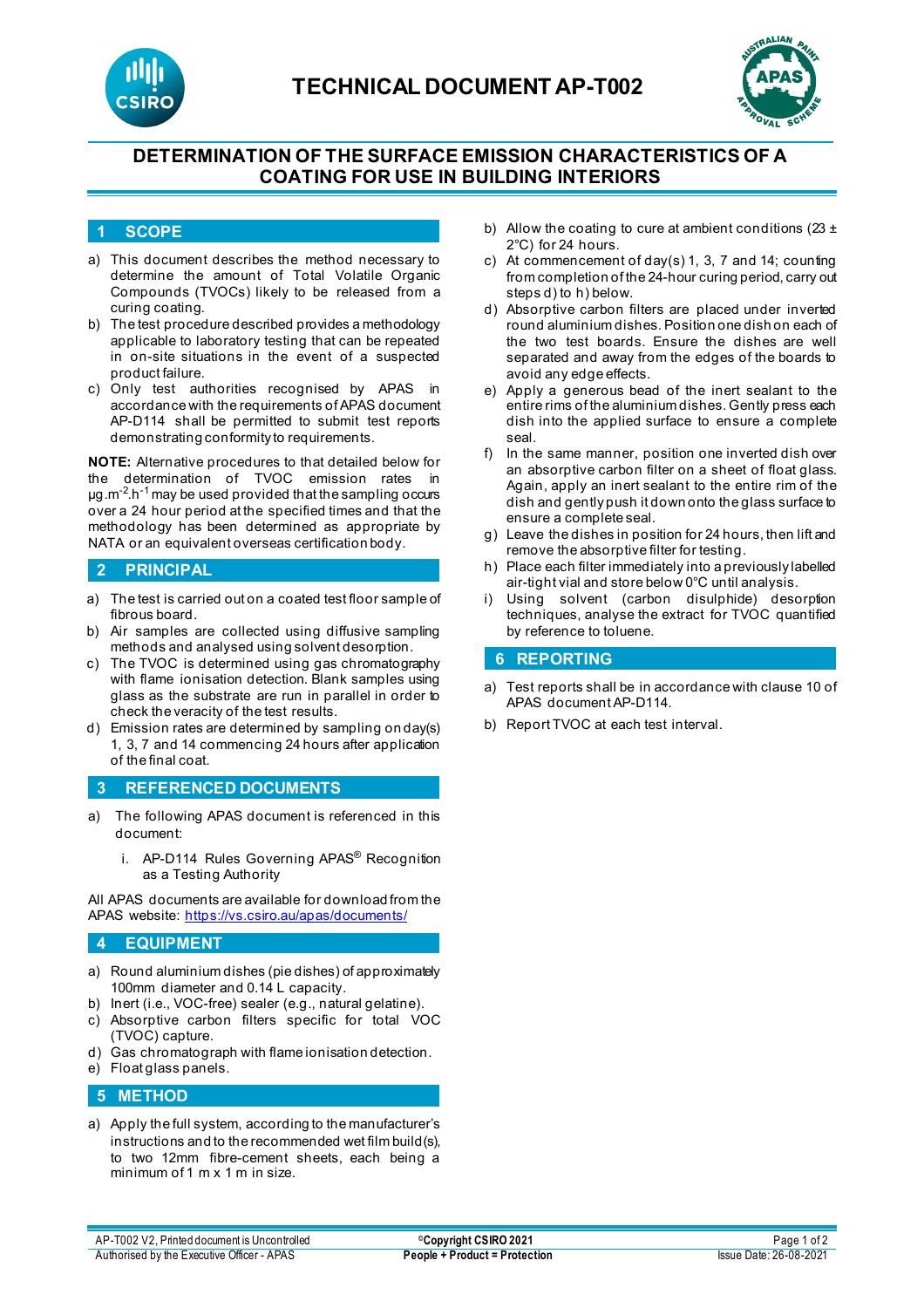# TECHNICAL DOCUMENT AP-T002

## DETERMINATION OF THE SURFACE EMISSION CHARACTERISTICS OF A COATING FOR USE IN BUILDING INTERIORS

## 1 SCOPE

a) This document describes the method necessary to determine the amount of Total Volatile Organic Compounds (TVOCs) likely to be released from a curing coating.

b) The test procedure described provides a methodology applicable to laboratory testing that can be repeated in on-site situations in the event of a suspected product failure.

c) Only test authorities recognised by APAS in accordance with the requirements of APAS document AP-D114 shall be permitted to submit test reports demonstrating conformity to requirements.

**NOTE:** Alternative procedures to that detailed below for the determination of TVOC emission rates in $\mu g.m^{-2}.h^{-1}$ may be used provided that the sampling occurs over a 24 hour period at the specified times and that the methodology has been determined as appropriate by NATA or an equivalent overseas certification body.

## 2 PRINCIPAL

a) The test is carried out on a coated test floor sample of fibrous board.

b) Air samples are collected using diffusive sampling methods and analysed using solvent desorption.

c) The TVOC is determined using gas chromatography with flame ionisation detection. Blank samples using glass as the substrate are run in parallel in order to check the veracity of the test results.

d) Emission rates are determined by sampling on day(s) 1, 3, 7 and 14 commencing 24 hours after application of the final coat.

## 3 REFERENCED DOCUMENTS

a) The following APAS document is referenced in this document:

   i. AP-D114 Rules Governing APAS® Recognition as a Testing Authority

All APAS documents are available for download from the APAS website: https://vs.csiro.au/apas/documents/

## 4 EQUIPMENT

a) Round aluminium dishes (pie dishes) of approximately 100mm diameter and 0.14 L capacity.

b) Inert (i.e., VOC-free) sealer (e.g., natural gelatine).

c) Absorptive carbon filters specific for total VOC (TVOC) capture.

d) Gas chromatograph with flame ionisation detection.

e) Float glass panels.

## 5 METHOD

a) Apply the full system, according to the manufacturer's instructions and to the recommended wet film build(s), to two 12mm fibre-cement sheets, each being a minimum of 1 m x 1 m in size.

b) Allow the coating to cure at ambient conditions (23 ± 2°C) for 24 hours.

c) At commencement of day(s) 1, 3, 7 and 14; counting from completion of the 24-hour curing period, carry out steps d) to h) below.

d) Absorptive carbon filters are placed under inverted round aluminium dishes. Position one dish on each of the two test boards. Ensure the dishes are well separated and away from the edges of the boards to avoid any edge effects.

e) Apply a generous bead of the inert sealant to the entire rims of the aluminium dishes. Gently press each dish into the applied surface to ensure a complete seal.

f) In the same manner, position one inverted dish over an absorptive carbon filter on a sheet of float glass. Again, apply an inert sealant to the entire rim of the dish and gently push it down onto the glass surface to ensure a complete seal.

g) Leave the dishes in position for 24 hours, then lift and remove the absorptive filter for testing.

h) Place each filter immediately into a previously labelled air-tight vial and store below 0°C until analysis.

i) Using solvent (carbon disulphide) desorption techniques, analyse the extract for TVOC quantified by reference to toluene.

## 6 REPORTING

a) Test reports shall be in accordance with clause 10 of APAS document AP-D114.

b) Report TVOC at each test interval.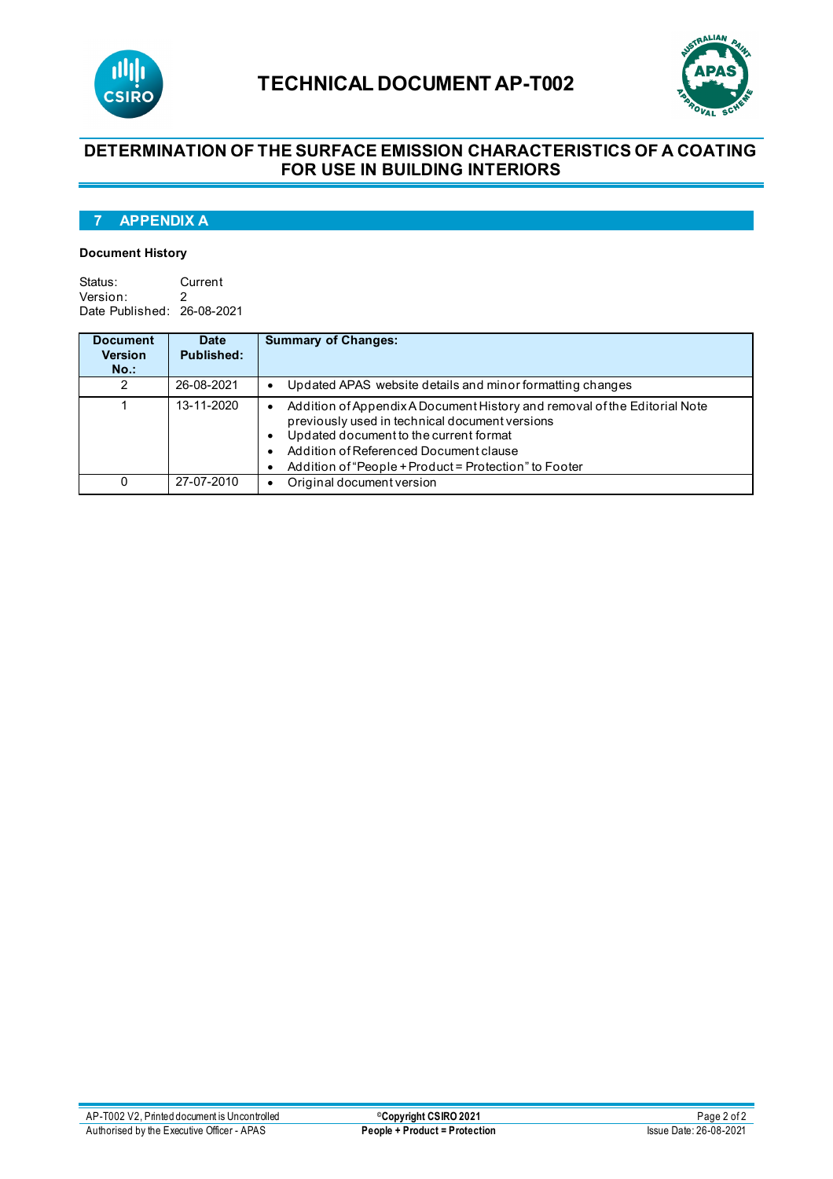# TECHNICAL DOCUMENT AP-T002

## DETERMINATION OF THE SURFACE EMISSION CHARACTERISTICS OF A COATING FOR USE IN BUILDING INTERIORS

## 7 APPENDIX A

**Document History**

Status: Current
Version: 2
Date Published: 26-08-2021

| Document Version No.: | Date Published: | Summary of Changes: |
|---|---|---|
| 2 | 26-08-2021 | • Updated APAS website details and minor formatting changes |
| 1 | 13-11-2020 | • Addition of Appendix A Document History and removal of the Editorial Note previously used in technical document versions<br>• Updated document to the current format<br>• Addition of Referenced Document clause<br>• Addition of "People + Product = Protection" to Footer |
| 0 | 27-07-2010 | • Original document version |